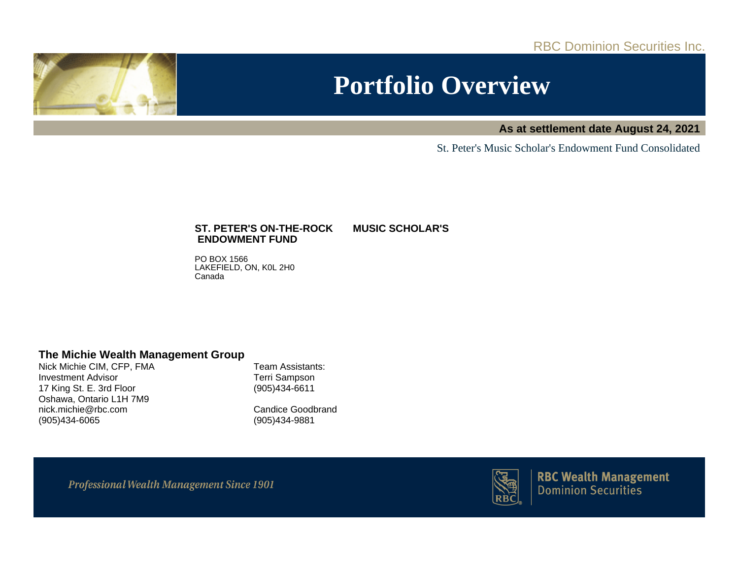RBC Dominion Securities Inc.

# Portfolio Overview

**As at settlement date August 24, 2021**

St. Peter's Music Scholar's Endowment Fund Consolidated

**ST. PETER'S ON-THE-ROCK MUSIC SCHOLAR'S ENDOWMENT FUND**

PO BOX 1566
LAKEFIELD, ON, K0L 2H0
Canada

## The Michie Wealth Management Group

Nick Michie CIM, CFP, FMA
Investment Advisor
17 King St. E. 3rd Floor
Oshawa, Ontario L1H 7M9
nick.michie@rbc.com
(905)434-6065

Team Assistants:
Terri Sampson
(905)434-6611

Candice Goodbrand
(905)434-9881

*Professional Wealth Management Since 1901*

RBC Wealth Management
Dominion Securities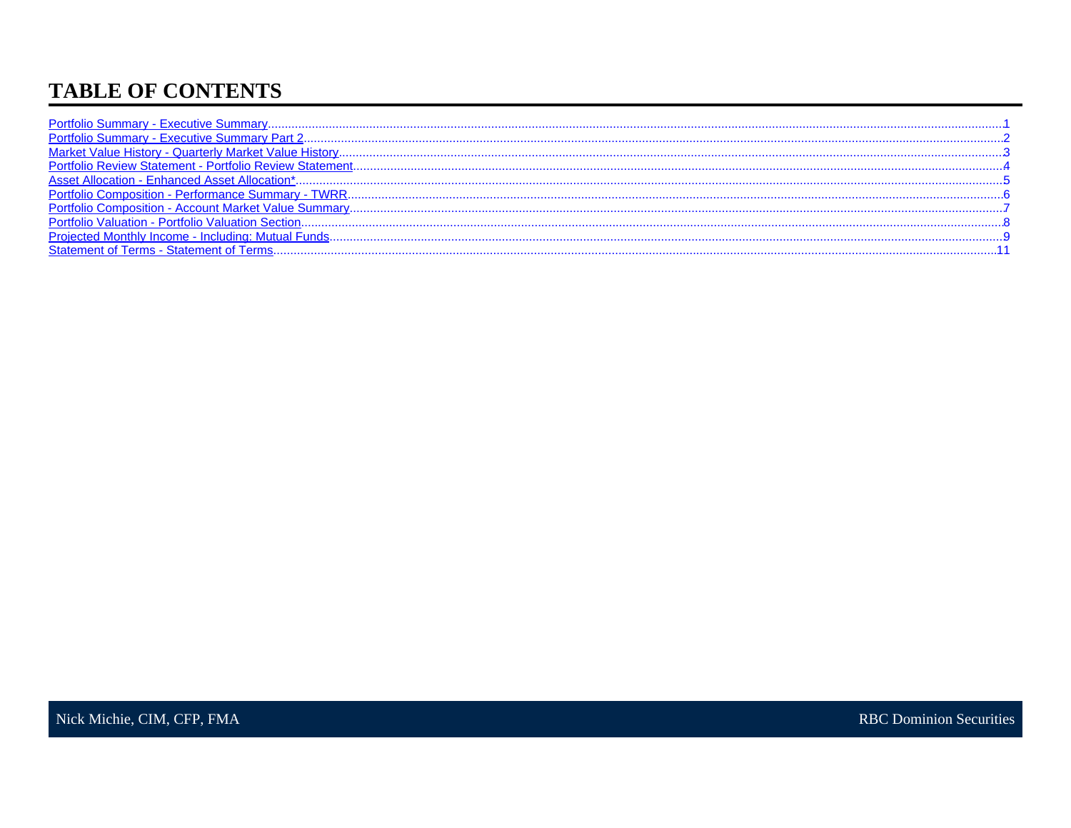# TABLE OF CONTENTS

- Portfolio Summary - Executive Summary....1
- Portfolio Summary - Executive Summary Part 2....2
- Market Value History - Quarterly Market Value History....3
- Portfolio Review Statement - Portfolio Review Statement....4
- Asset Allocation - Enhanced Asset Allocation*....5
- Portfolio Composition - Performance Summary - TWRR....6
- Portfolio Composition - Account Market Value Summary....7
- Portfolio Valuation - Portfolio Valuation Section....8
- Projected Monthly Income - Including: Mutual Funds....9
- Statement of Terms - Statement of Terms....11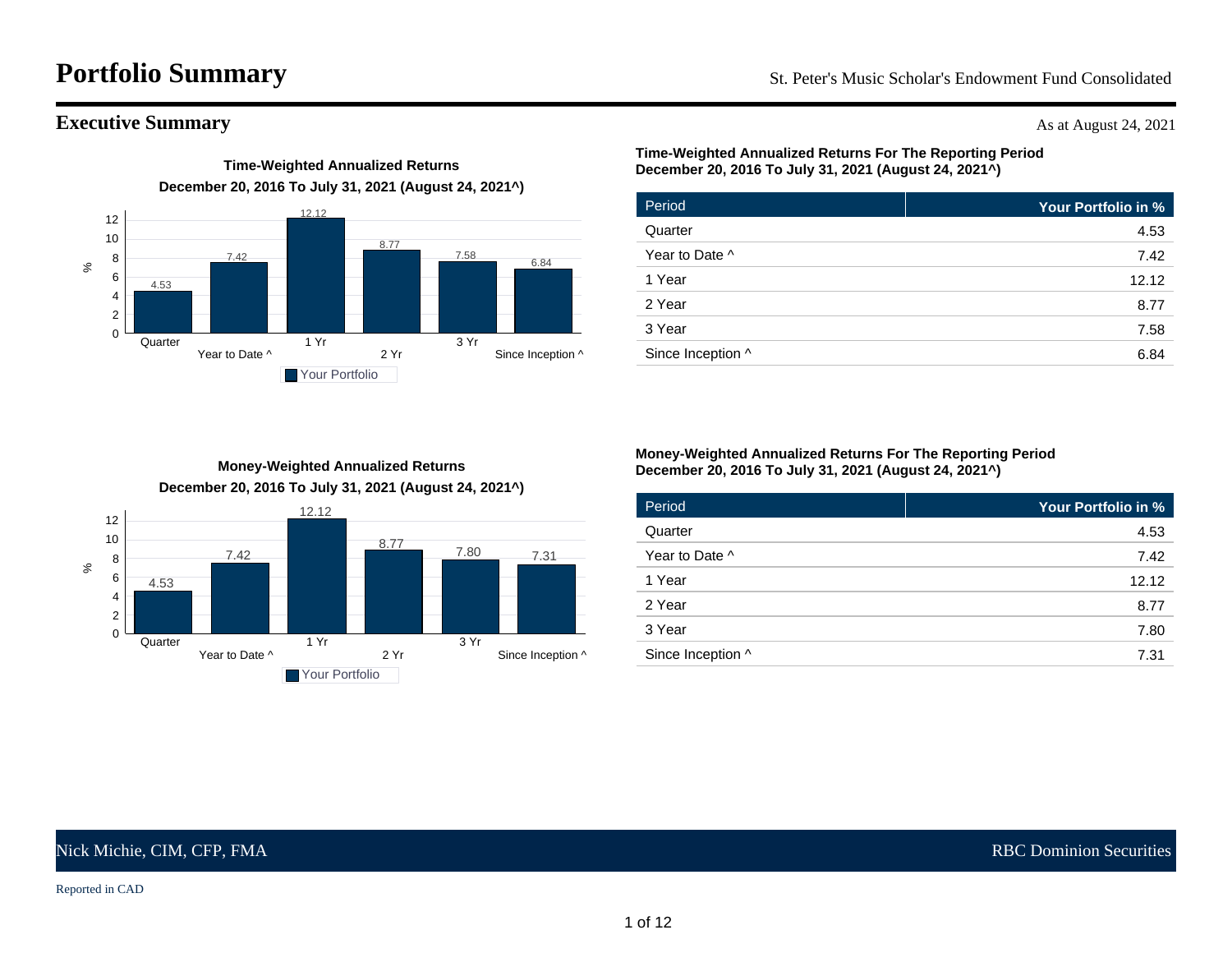# Portfolio Summary

St. Peter's Music Scholar's Endowment Fund Consolidated

## Executive Summary

As at August 24, 2021

**Time-Weighted Annualized Returns**
**December 20, 2016 To July 31, 2021 (August 24, 2021^)**

| Period | Your Portfolio (%) |
|---|---|
| Quarter | 4.53 |
| Year to Date ^ | 7.42 |
| 1 Yr | 12.12 |
| 2 Yr | 8.77 |
| 3 Yr | 7.58 |
| Since Inception ^ | 6.84 |

**Time-Weighted Annualized Returns For The Reporting Period**
**December 20, 2016 To July 31, 2021 (August 24, 2021^)**

| Period | Your Portfolio in % |
|---|---|
| Quarter | 4.53 |
| Year to Date ^ | 7.42 |
| 1 Year | 12.12 |
| 2 Year | 8.77 |
| 3 Year | 7.58 |
| Since Inception ^ | 6.84 |

**Money-Weighted Annualized Returns**
**December 20, 2016 To July 31, 2021 (August 24, 2021^)**

| Period | Your Portfolio (%) |
|---|---|
| Quarter | 4.53 |
| Year to Date ^ | 7.42 |
| 1 Yr | 12.12 |
| 2 Yr | 8.77 |
| 3 Yr | 7.80 |
| Since Inception ^ | 7.31 |

**Money-Weighted Annualized Returns For The Reporting Period**
**December 20, 2016 To July 31, 2021 (August 24, 2021^)**

| Period | Your Portfolio in % |
|---|---|
| Quarter | 4.53 |
| Year to Date ^ | 7.42 |
| 1 Year | 12.12 |
| 2 Year | 8.77 |
| 3 Year | 7.80 |
| Since Inception ^ | 7.31 |

Nick Michie, CIM, CFP, FMA — RBC Dominion Securities

Reported in CAD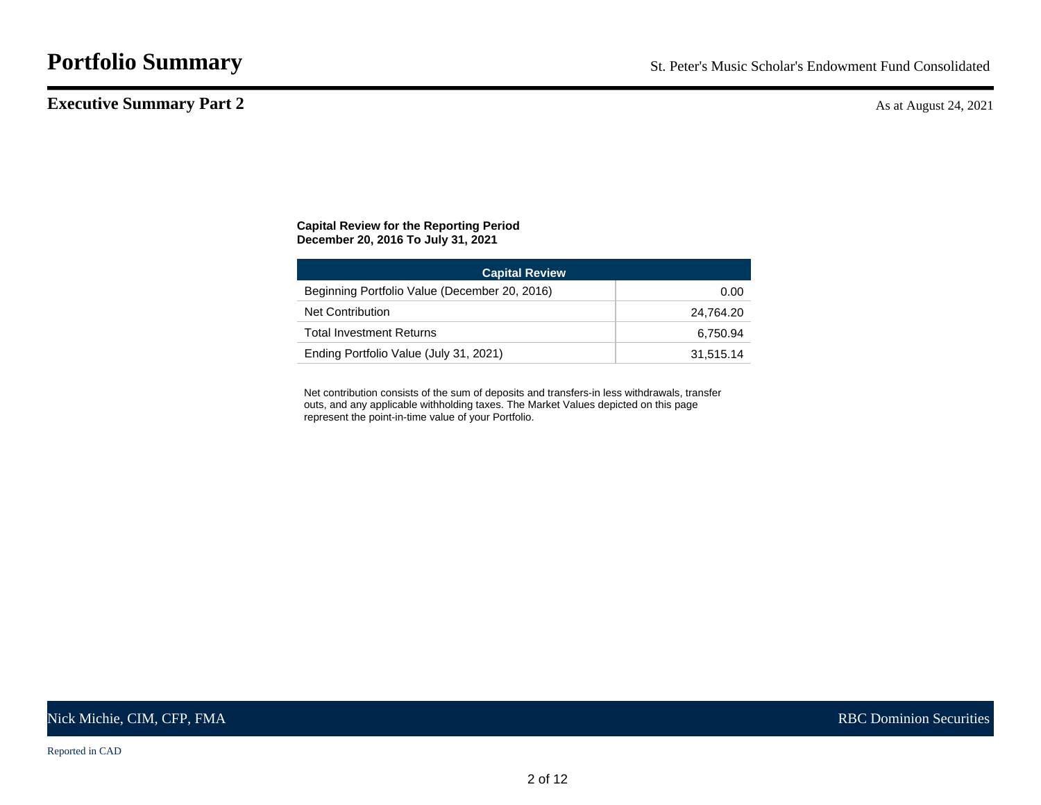# Portfolio Summary

St. Peter's Music Scholar's Endowment Fund Consolidated

## Executive Summary Part 2

As at August 24, 2021

**Capital Review for the Reporting Period**
**December 20, 2016 To July 31, 2021**

| Capital Review | |
|---|---|
| Beginning Portfolio Value (December 20, 2016) | 0.00 |
| Net Contribution | 24,764.20 |
| Total Investment Returns | 6,750.94 |
| Ending Portfolio Value (July 31, 2021) | 31,515.14 |

Net contribution consists of the sum of deposits and transfers-in less withdrawals, transfer outs, and any applicable withholding taxes. The Market Values depicted on this page represent the point-in-time value of your Portfolio.

Nick Michie, CIM, CFP, FMA

RBC Dominion Securities

Reported in CAD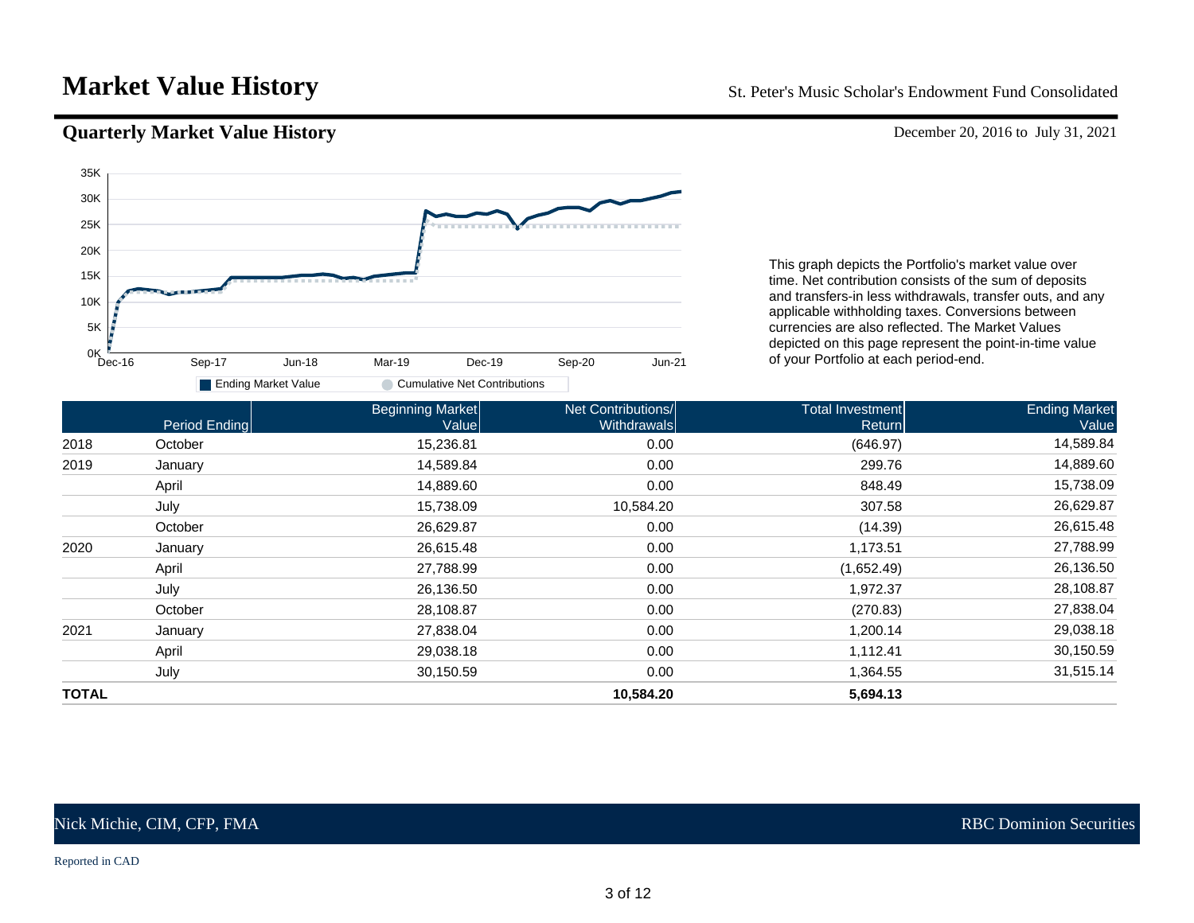# Market Value History

St. Peter's Music Scholar's Endowment Fund Consolidated

## Quarterly Market Value History

December 20, 2016 to July 31, 2021

This graph depicts the Portfolio's market value over time. Net contribution consists of the sum of deposits and transfers-in less withdrawals, transfer outs, and any applicable withholding taxes. Conversions between currencies are also reflected. The Market Values depicted on this page represent the point-in-time value of your Portfolio at each period-end.

| | Period Ending | Beginning Market Value | Net Contributions/ Withdrawals | Total Investment Return | Ending Market Value |
|---|---|---|---|---|---|
| 2018 | October | 15,236.81 | 0.00 | (646.97) | 14,589.84 |
| 2019 | January | 14,589.84 | 0.00 | 299.76 | 14,889.60 |
| | April | 14,889.60 | 0.00 | 848.49 | 15,738.09 |
| | July | 15,738.09 | 10,584.20 | 307.58 | 26,629.87 |
| | October | 26,629.87 | 0.00 | (14.39) | 26,615.48 |
| 2020 | January | 26,615.48 | 0.00 | 1,173.51 | 27,788.99 |
| | April | 27,788.99 | 0.00 | (1,652.49) | 26,136.50 |
| | July | 26,136.50 | 0.00 | 1,972.37 | 28,108.87 |
| | October | 28,108.87 | 0.00 | (270.83) | 27,838.04 |
| 2021 | January | 27,838.04 | 0.00 | 1,200.14 | 29,038.18 |
| | April | 29,038.18 | 0.00 | 1,112.41 | 30,150.59 |
| | July | 30,150.59 | 0.00 | 1,364.55 | 31,515.14 |
| **TOTAL** | | | **10,584.20** | **5,694.13** | |

Nick Michie, CIM, CFP, FMA

RBC Dominion Securities

Reported in CAD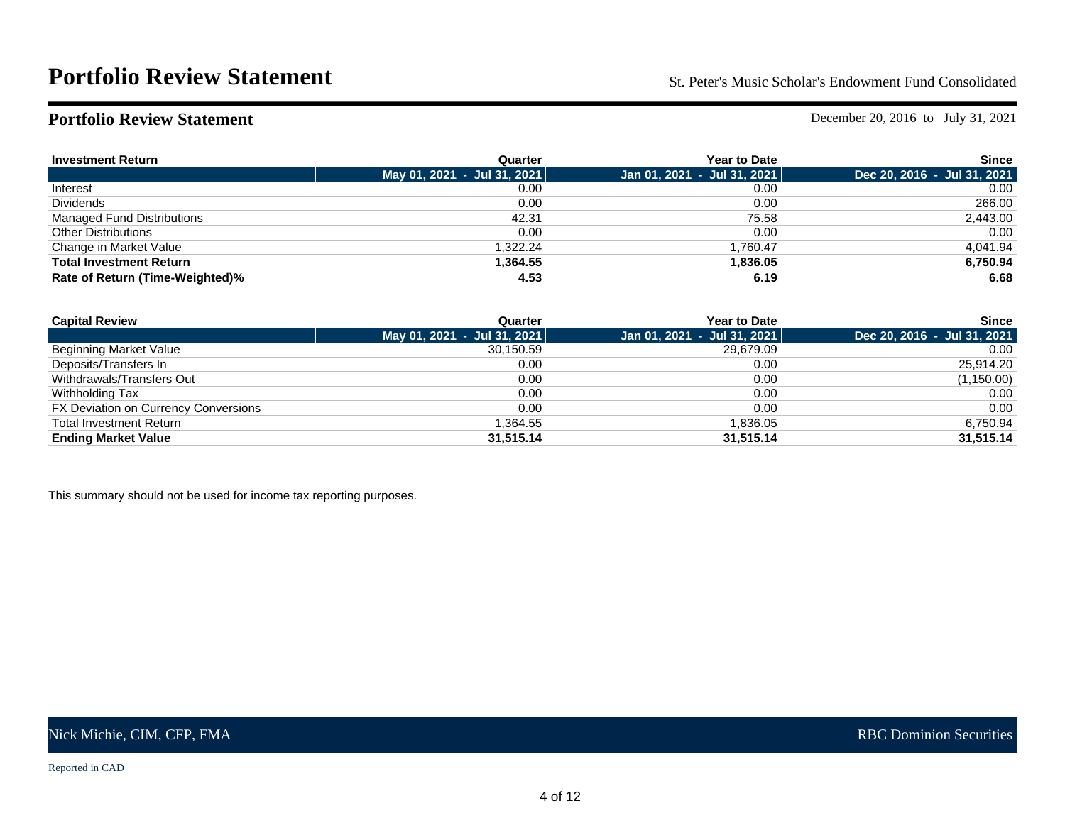# Portfolio Review Statement

St. Peter's Music Scholar's Endowment Fund Consolidated

## Portfolio Review Statement

December 20, 2016 to July 31, 2021

| Investment Return | Quarter | Year to Date | Since |
|---|---|---|---|
| | May 01, 2021 - Jul 31, 2021 | Jan 01, 2021 - Jul 31, 2021 | Dec 20, 2016 - Jul 31, 2021 |
| Interest | 0.00 | 0.00 | 0.00 |
| Dividends | 0.00 | 0.00 | 266.00 |
| Managed Fund Distributions | 42.31 | 75.58 | 2,443.00 |
| Other Distributions | 0.00 | 0.00 | 0.00 |
| Change in Market Value | 1,322.24 | 1,760.47 | 4,041.94 |
| **Total Investment Return** | **1,364.55** | **1,836.05** | **6,750.94** |
| **Rate of Return (Time-Weighted)%** | **4.53** | **6.19** | **6.68** |

| Capital Review | Quarter | Year to Date | Since |
|---|---|---|---|
| | May 01, 2021 - Jul 31, 2021 | Jan 01, 2021 - Jul 31, 2021 | Dec 20, 2016 - Jul 31, 2021 |
| Beginning Market Value | 30,150.59 | 29,679.09 | 0.00 |
| Deposits/Transfers In | 0.00 | 0.00 | 25,914.20 |
| Withdrawals/Transfers Out | 0.00 | 0.00 | (1,150.00) |
| Withholding Tax | 0.00 | 0.00 | 0.00 |
| FX Deviation on Currency Conversions | 0.00 | 0.00 | 0.00 |
| Total Investment Return | 1,364.55 | 1,836.05 | 6,750.94 |
| **Ending Market Value** | **31,515.14** | **31,515.14** | **31,515.14** |

This summary should not be used for income tax reporting purposes.

Nick Michie, CIM, CFP, FMA

RBC Dominion Securities

Reported in CAD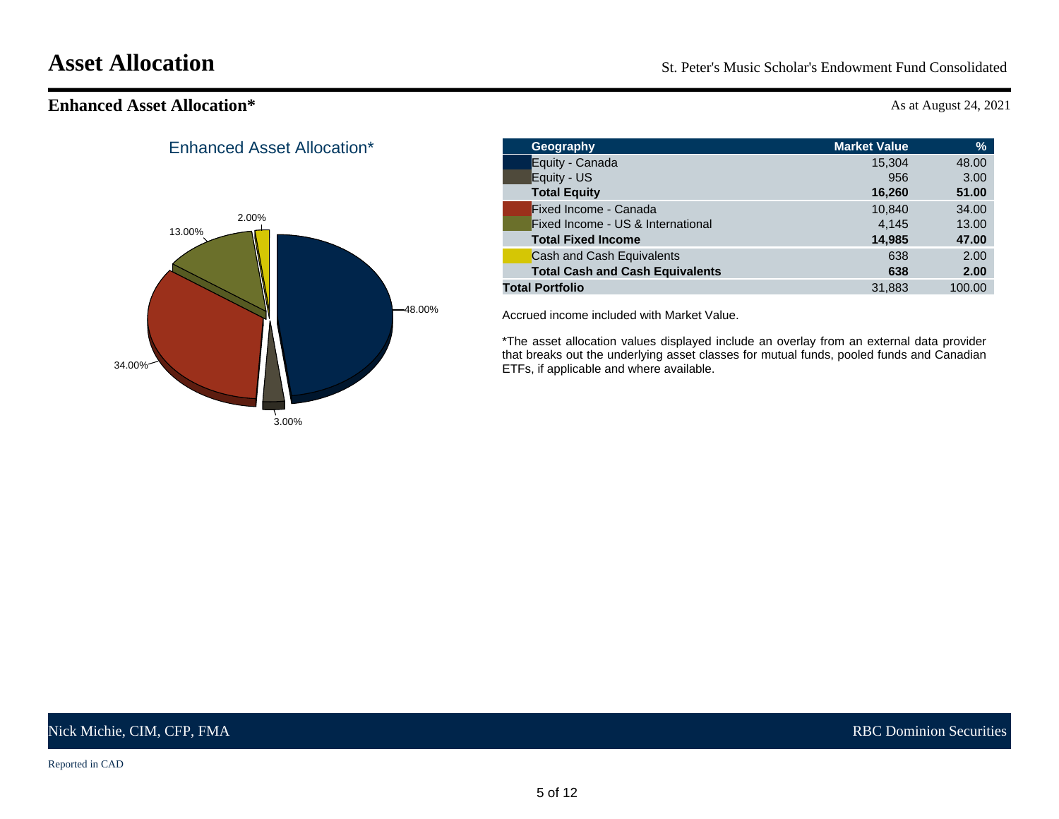# Asset Allocation

St. Peter's Music Scholar's Endowment Fund Consolidated

## Enhanced Asset Allocation*

As at August 24, 2021

Enhanced Asset Allocation*

| Geography | Market Value | % |
|---|---|---|
| Equity - Canada | 15,304 | 48.00 |
| Equity - US | 956 | 3.00 |
| **Total Equity** | **16,260** | **51.00** |
| Fixed Income - Canada | 10,840 | 34.00 |
| Fixed Income - US & International | 4,145 | 13.00 |
| **Total Fixed Income** | **14,985** | **47.00** |
| Cash and Cash Equivalents | 638 | 2.00 |
| **Total Cash and Cash Equivalents** | **638** | **2.00** |
| **Total Portfolio** | 31,883 | 100.00 |

Accrued income included with Market Value.

*The asset allocation values displayed include an overlay from an external data provider that breaks out the underlying asset classes for mutual funds, pooled funds and Canadian ETFs, if applicable and where available.

Nick Michie, CIM, CFP, FMA

RBC Dominion Securities

Reported in CAD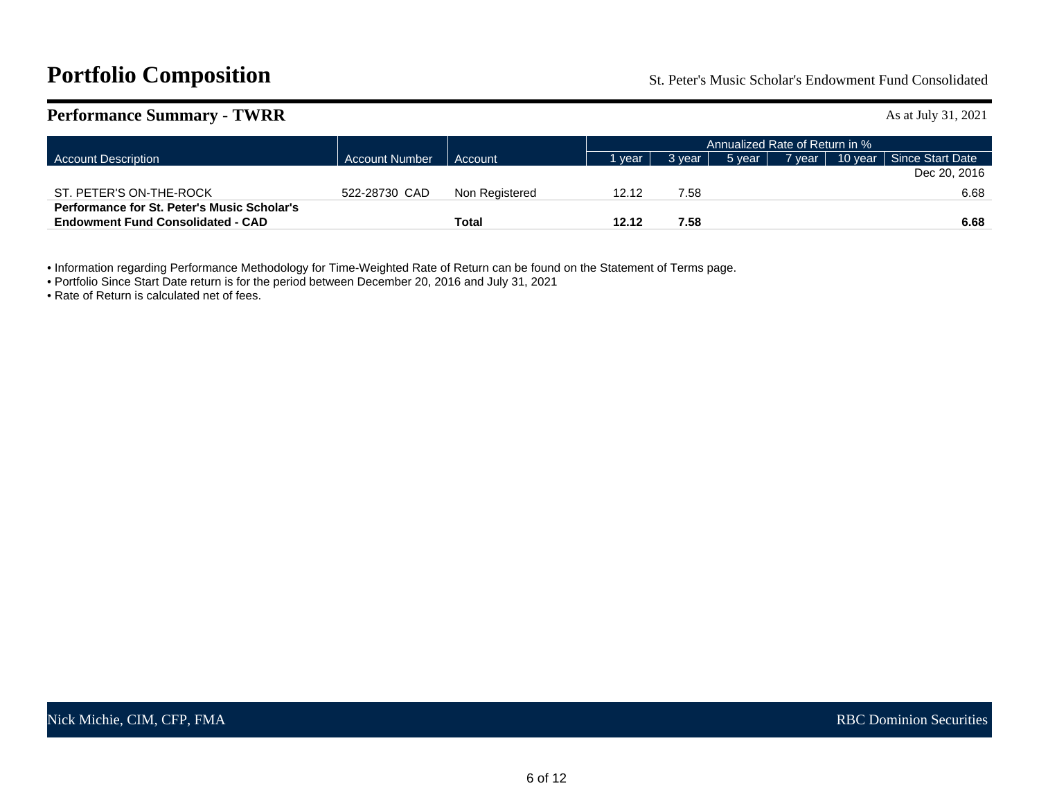# Portfolio Composition

St. Peter's Music Scholar's Endowment Fund Consolidated

## Performance Summary - TWRR

As at July 31, 2021

| Account Description | Account Number | Account | Annualized Rate of Return in % | | | | | |
|---|---|---|---|---|---|---|---|---|
| | | | 1 year | 3 year | 5 year | 7 year | 10 year | Since Start Date |
| | | | | | | | | Dec 20, 2016 |
| ST. PETER'S ON-THE-ROCK | 522-28730 CAD | Non Registered | 12.12 | 7.58 | | | | 6.68 |
| **Performance for St. Peter's Music Scholar's Endowment Fund Consolidated - CAD** | | **Total** | **12.12** | **7.58** | | | | **6.68** |

- Information regarding Performance Methodology for Time-Weighted Rate of Return can be found on the Statement of Terms page.
- Portfolio Since Start Date return is for the period between December 20, 2016 and July 31, 2021
- Rate of Return is calculated net of fees.

Nick Michie, CIM, CFP, FMA

RBC Dominion Securities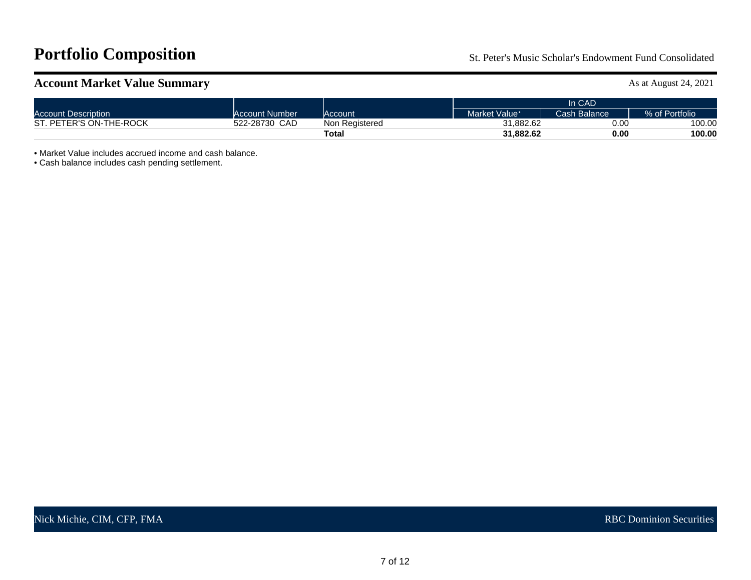# Portfolio Composition

St. Peter's Music Scholar's Endowment Fund Consolidated

## Account Market Value Summary

As at August 24, 2021

| Account Description | Account Number | Account | In CAD | | |
|---|---|---|---|---|---|
| | | | Market Value• | Cash Balance | % of Portfolio |
| ST. PETER'S ON-THE-ROCK | 522-28730 CAD | Non Registered | 31,882.62 | 0.00 | 100.00 |
| | | **Total** | **31,882.62** | **0.00** | **100.00** |

- Market Value includes accrued income and cash balance.
- Cash balance includes cash pending settlement.

Nick Michie, CIM, CFP, FMA

RBC Dominion Securities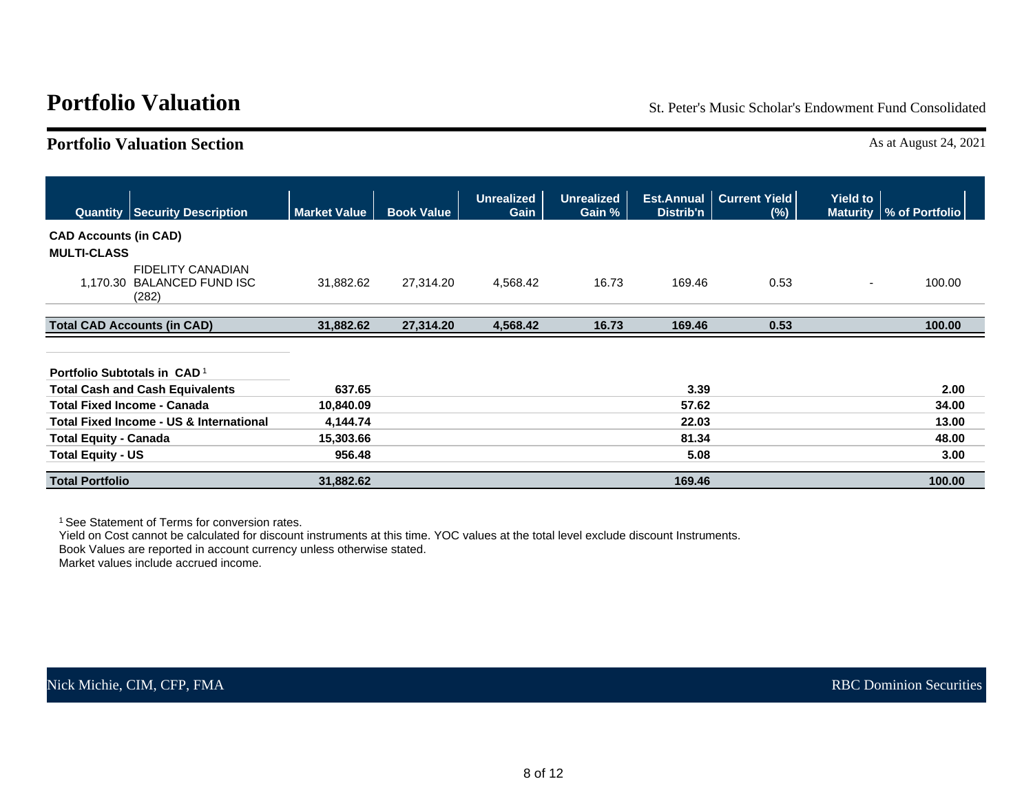# Portfolio Valuation

St. Peter's Music Scholar's Endowment Fund Consolidated

## Portfolio Valuation Section

As at August 24, 2021

| Quantity | Security Description | Market Value | Book Value | Unrealized Gain | Unrealized Gain % | Est.Annual Distrib'n | Current Yield (%) | Yield to Maturity | % of Portfolio |
|---|---|---|---|---|---|---|---|---|---|
| **CAD Accounts (in CAD)** | | | | | | | | | |
| **MULTI-CLASS** | | | | | | | | | |
| 1,170.30 | FIDELITY CANADIAN BALANCED FUND ISC (282) | 31,882.62 | 27,314.20 | 4,568.42 | 16.73 | 169.46 | 0.53 | - | 100.00 |
| **Total CAD Accounts (in CAD)** | | **31,882.62** | **27,314.20** | **4,568.42** | **16.73** | **169.46** | **0.53** | | **100.00** |

| Portfolio Subtotals in CAD [1] | Market Value | Est.Annual Distrib'n | % of Portfolio |
|---|---|---|---|
| **Total Cash and Cash Equivalents** | **637.65** | **3.39** | **2.00** |
| **Total Fixed Income - Canada** | **10,840.09** | **57.62** | **34.00** |
| **Total Fixed Income - US & International** | **4,144.74** | **22.03** | **13.00** |
| **Total Equity - Canada** | **15,303.66** | **81.34** | **48.00** |
| **Total Equity - US** | **956.48** | **5.08** | **3.00** |
| **Total Portfolio** | **31,882.62** | **169.46** | **100.00** |

[1] See Statement of Terms for conversion rates.
Yield on Cost cannot be calculated for discount instruments at this time. YOC values at the total level exclude discount Instruments.
Book Values are reported in account currency unless otherwise stated.
Market values include accrued income.

Nick Michie, CIM, CFP, FMA — RBC Dominion Securities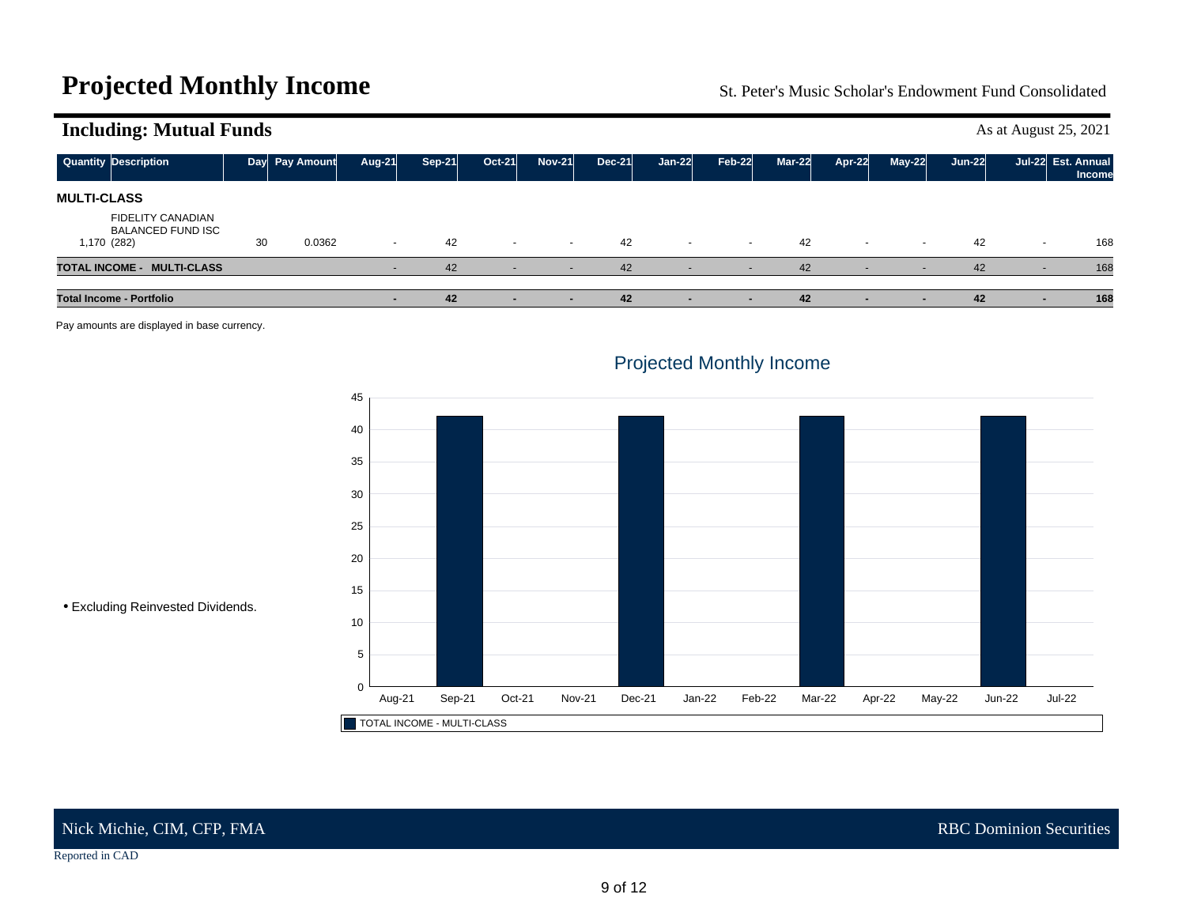# Projected Monthly Income

St. Peter's Music Scholar's Endowment Fund Consolidated

## Including: Mutual Funds

As at August 25, 2021

| Quantity | Description | Day | Pay Amount | Aug-21 | Sep-21 | Oct-21 | Nov-21 | Dec-21 | Jan-22 | Feb-22 | Mar-22 | Apr-22 | May-22 | Jun-22 | Jul-22 | Est. Annual Income |
|---|---|---|---|---|---|---|---|---|---|---|---|---|---|---|---|---|
| **MULTI-CLASS** | | | | | | | | | | | | | | | | |
| 1,170 | FIDELITY CANADIAN BALANCED FUND ISC (282) | 30 | 0.0362 | - | 42 | - | - | 42 | - | - | 42 | - | - | 42 | - | 168 |
| **TOTAL INCOME - MULTI-CLASS** | | | | - | 42 | - | - | 42 | - | - | 42 | - | - | 42 | - | 168 |
| **Total Income - Portfolio** | | | | **-** | **42** | **-** | **-** | **42** | **-** | **-** | **42** | **-** | **-** | **42** | **-** | **168** |

Pay amounts are displayed in base currency.

Projected Monthly Income

| Month | TOTAL INCOME - MULTI-CLASS |
|---|---|
| Aug-21 | 0 |
| Sep-21 | 42 |
| Oct-21 | 0 |
| Nov-21 | 0 |
| Dec-21 | 42 |
| Jan-22 | 0 |
| Feb-22 | 0 |
| Mar-22 | 42 |
| Apr-22 | 0 |
| May-22 | 0 |
| Jun-22 | 42 |
| Jul-22 | 0 |

- Excluding Reinvested Dividends.

Nick Michie, CIM, CFP, FMA — RBC Dominion Securities

Reported in CAD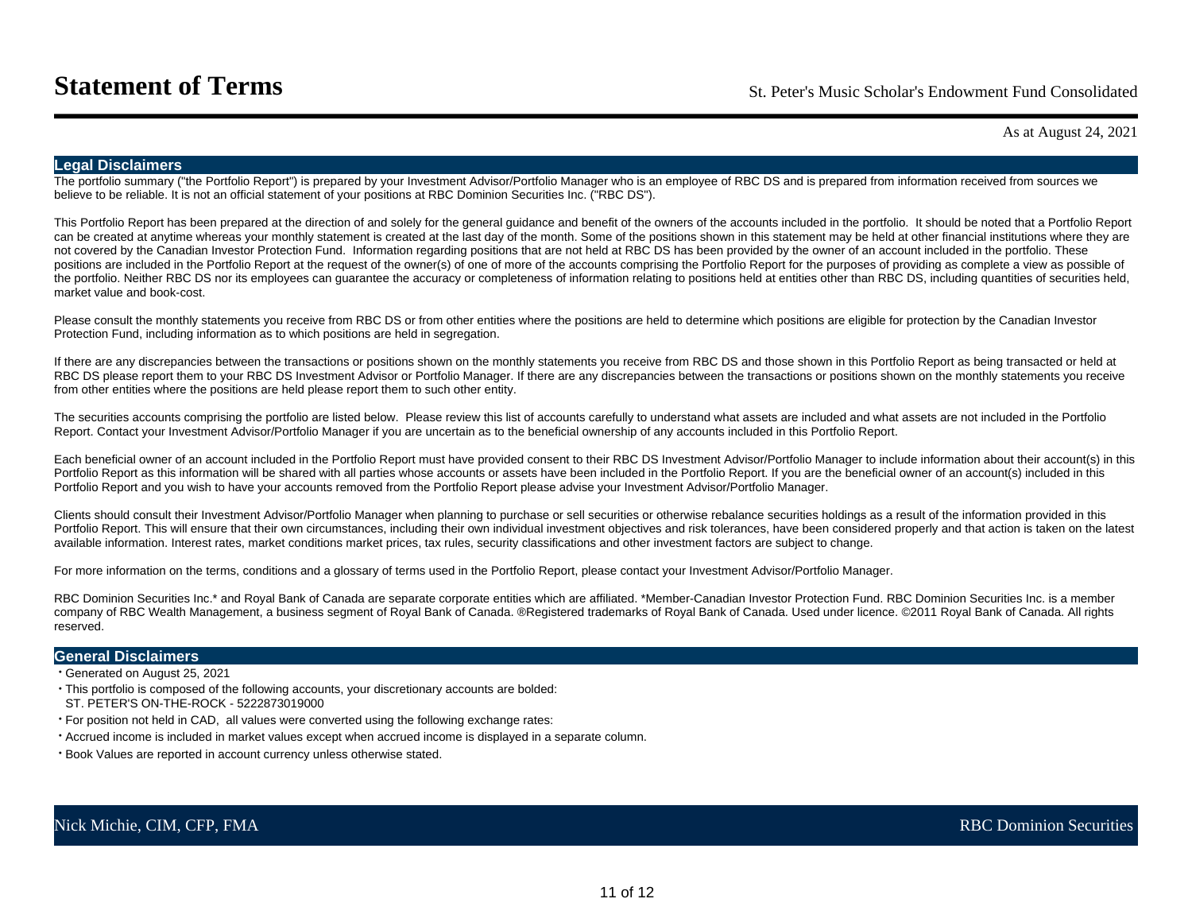# Statement of Terms

St. Peter's Music Scholar's Endowment Fund Consolidated

As at August 24, 2021

## Legal Disclaimers

The portfolio summary ("the Portfolio Report") is prepared by your Investment Advisor/Portfolio Manager who is an employee of RBC DS and is prepared from information received from sources we believe to be reliable. It is not an official statement of your positions at RBC Dominion Securities Inc. ("RBC DS").

This Portfolio Report has been prepared at the direction of and solely for the general guidance and benefit of the owners of the accounts included in the portfolio. It should be noted that a Portfolio Report can be created at anytime whereas your monthly statement is created at the last day of the month. Some of the positions shown in this statement may be held at other financial institutions where they are not covered by the Canadian Investor Protection Fund. Information regarding positions that are not held at RBC DS has been provided by the owner of an account included in the portfolio. These positions are included in the Portfolio Report at the request of the owner(s) of one of more of the accounts comprising the Portfolio Report for the purposes of providing as complete a view as possible of the portfolio. Neither RBC DS nor its employees can guarantee the accuracy or completeness of information relating to positions held at entities other than RBC DS, including quantities of securities held, market value and book-cost.

Please consult the monthly statements you receive from RBC DS or from other entities where the positions are held to determine which positions are eligible for protection by the Canadian Investor Protection Fund, including information as to which positions are held in segregation.

If there are any discrepancies between the transactions or positions shown on the monthly statements you receive from RBC DS and those shown in this Portfolio Report as being transacted or held at RBC DS please report them to your RBC DS Investment Advisor or Portfolio Manager. If there are any discrepancies between the transactions or positions shown on the monthly statements you receive from other entities where the positions are held please report them to such other entity.

The securities accounts comprising the portfolio are listed below. Please review this list of accounts carefully to understand what assets are included and what assets are not included in the Portfolio Report. Contact your Investment Advisor/Portfolio Manager if you are uncertain as to the beneficial ownership of any accounts included in this Portfolio Report.

Each beneficial owner of an account included in the Portfolio Report must have provided consent to their RBC DS Investment Advisor/Portfolio Manager to include information about their account(s) in this Portfolio Report as this information will be shared with all parties whose accounts or assets have been included in the Portfolio Report. If you are the beneficial owner of an account(s) included in this Portfolio Report and you wish to have your accounts removed from the Portfolio Report please advise your Investment Advisor/Portfolio Manager.

Clients should consult their Investment Advisor/Portfolio Manager when planning to purchase or sell securities or otherwise rebalance securities holdings as a result of the information provided in this Portfolio Report. This will ensure that their own circumstances, including their own individual investment objectives and risk tolerances, have been considered properly and that action is taken on the latest available information. Interest rates, market conditions market prices, tax rules, security classifications and other investment factors are subject to change.

For more information on the terms, conditions and a glossary of terms used in the Portfolio Report, please contact your Investment Advisor/Portfolio Manager.

RBC Dominion Securities Inc.* and Royal Bank of Canada are separate corporate entities which are affiliated. *Member-Canadian Investor Protection Fund. RBC Dominion Securities Inc. is a member company of RBC Wealth Management, a business segment of Royal Bank of Canada. ®Registered trademarks of Royal Bank of Canada. Used under licence. ©2011 Royal Bank of Canada. All rights reserved.

## General Disclaimers

- Generated on August 25, 2021
- This portfolio is composed of the following accounts, your discretionary accounts are bolded:
  ST. PETER'S ON-THE-ROCK - 5222873019000
- For position not held in CAD, all values were converted using the following exchange rates:
- Accrued income is included in market values except when accrued income is displayed in a separate column.
- Book Values are reported in account currency unless otherwise stated.

Nick Michie, CIM, CFP, FMA

RBC Dominion Securities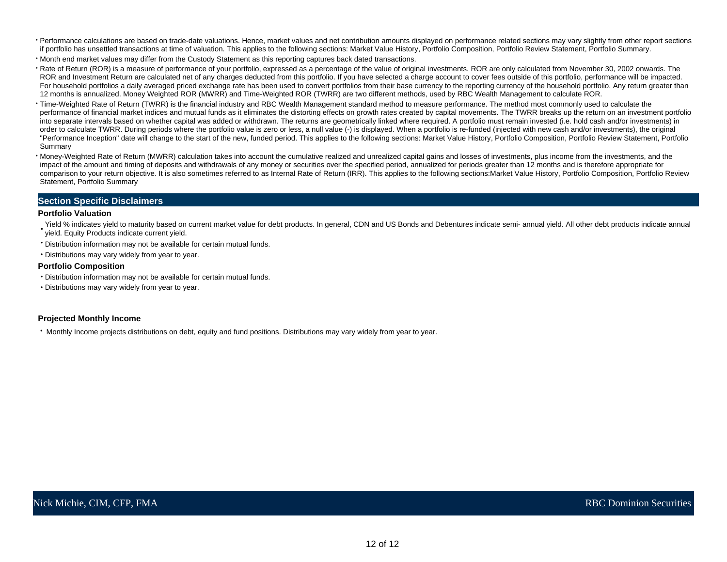- Performance calculations are based on trade-date valuations. Hence, market values and net contribution amounts displayed on performance related sections may vary slightly from other report sections if portfolio has unsettled transactions at time of valuation. This applies to the following sections: Market Value History, Portfolio Composition, Portfolio Review Statement, Portfolio Summary.
- Month end market values may differ from the Custody Statement as this reporting captures back dated transactions.
- Rate of Return (ROR) is a measure of performance of your portfolio, expressed as a percentage of the value of original investments. ROR are only calculated from November 30, 2002 onwards. The ROR and Investment Return are calculated net of any charges deducted from this portfolio. If you have selected a charge account to cover fees outside of this portfolio, performance will be impacted. For household portfolios a daily averaged priced exchange rate has been used to convert portfolios from their base currency to the reporting currency of the household portfolio. Any return greater than 12 months is annualized. Money Weighted ROR (MWRR) and Time-Weighted ROR (TWRR) are two different methods, used by RBC Wealth Management to calculate ROR.
- Time-Weighted Rate of Return (TWRR) is the financial industry and RBC Wealth Management standard method to measure performance. The method most commonly used to calculate the performance of financial market indices and mutual funds as it eliminates the distorting effects on growth rates created by capital movements. The TWRR breaks up the return on an investment portfolio into separate intervals based on whether capital was added or withdrawn. The returns are geometrically linked where required. A portfolio must remain invested (i.e. hold cash and/or investments) in order to calculate TWRR. During periods where the portfolio value is zero or less, a null value (-) is displayed. When a portfolio is re-funded (injected with new cash and/or investments), the original "Performance Inception" date will change to the start of the new, funded period. This applies to the following sections: Market Value History, Portfolio Composition, Portfolio Review Statement, Portfolio Summary
- Money-Weighted Rate of Return (MWRR) calculation takes into account the cumulative realized and unrealized capital gains and losses of investments, plus income from the investments, and the impact of the amount and timing of deposits and withdrawals of any money or securities over the specified period, annualized for periods greater than 12 months and is therefore appropriate for comparison to your return objective. It is also sometimes referred to as Internal Rate of Return (IRR). This applies to the following sections:Market Value History, Portfolio Composition, Portfolio Review Statement, Portfolio Summary

## Section Specific Disclaimers

### Portfolio Valuation

- Yield % indicates yield to maturity based on current market value for debt products. In general, CDN and US Bonds and Debentures indicate semi- annual yield. All other debt products indicate annual yield. Equity Products indicate current yield.
- Distribution information may not be available for certain mutual funds.
- Distributions may vary widely from year to year.

### Portfolio Composition

- Distribution information may not be available for certain mutual funds.
- Distributions may vary widely from year to year.

### Projected Monthly Income

- Monthly Income projects distributions on debt, equity and fund positions. Distributions may vary widely from year to year.

Nick Michie, CIM, CFP, FMA

RBC Dominion Securities